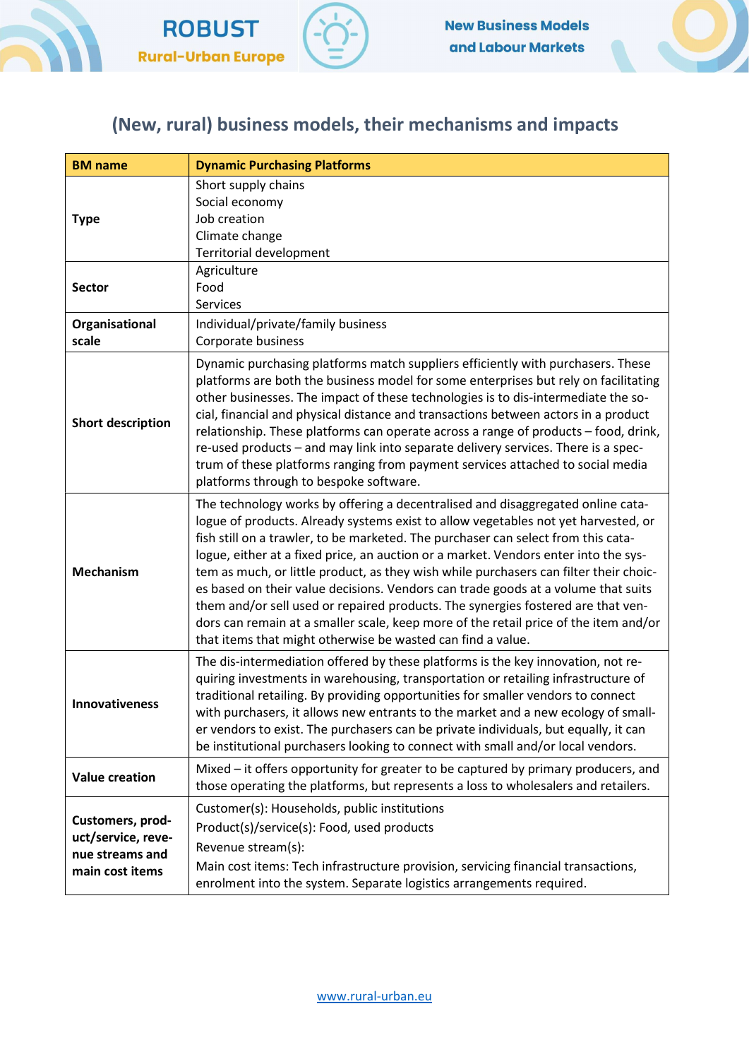## (New, rural) business models, their mechanisms and impacts

| BM name | Dynamic Purchasing Platforms |
|---|---|
| Type | Short supply chains<br>Social economy<br>Job creation<br>Climate change<br>Territorial development |
| Sector | Agriculture<br>Food<br>Services |
| Organisational scale | Individual/private/family business<br>Corporate business |
| Short description | Dynamic purchasing platforms match suppliers efficiently with purchasers. These platforms are both the business model for some enterprises but rely on facilitating other businesses. The impact of these technologies is to dis-intermediate the social, financial and physical distance and transactions between actors in a product relationship. These platforms can operate across a range of products – food, drink, re-used products – and may link into separate delivery services. There is a spectrum of these platforms ranging from payment services attached to social media platforms through to bespoke software. |
| Mechanism | The technology works by offering a decentralised and disaggregated online catalogue of products. Already systems exist to allow vegetables not yet harvested, or fish still on a trawler, to be marketed. The purchaser can select from this catalogue, either at a fixed price, an auction or a market. Vendors enter into the system as much, or little product, as they wish while purchasers can filter their choices based on their value decisions. Vendors can trade goods at a volume that suits them and/or sell used or repaired products. The synergies fostered are that vendors can remain at a smaller scale, keep more of the retail price of the item and/or that items that might otherwise be wasted can find a value. |
| Innovativeness | The dis-intermediation offered by these platforms is the key innovation, not requiring investments in warehousing, transportation or retailing infrastructure of traditional retailing. By providing opportunities for smaller vendors to connect with purchasers, it allows new entrants to the market and a new ecology of smaller vendors to exist. The purchasers can be private individuals, but equally, it can be institutional purchasers looking to connect with small and/or local vendors. |
| Value creation | Mixed – it offers opportunity for greater to be captured by primary producers, and those operating the platforms, but represents a loss to wholesalers and retailers. |
| Customers, product/service, revenue streams and main cost items | Customer(s): Households, public institutions<br>Product(s)/service(s): Food, used products<br>Revenue stream(s):<br>Main cost items: Tech infrastructure provision, servicing financial transactions, enrolment into the system. Separate logistics arrangements required. |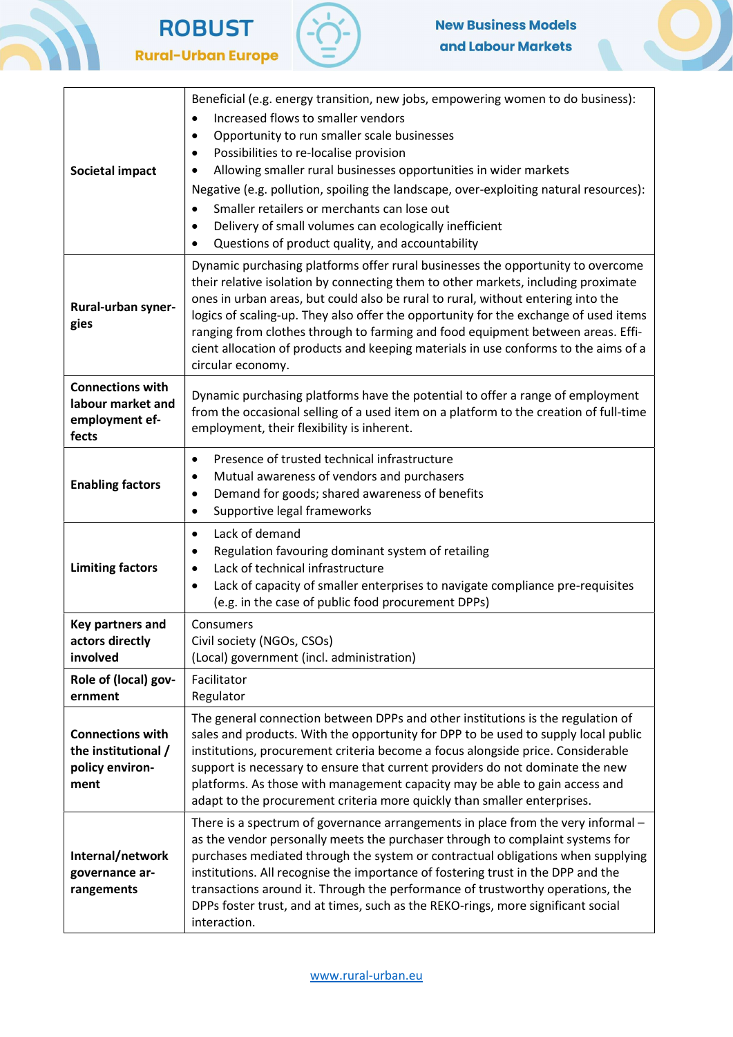| | |
|---|---|
| **Societal impact** | Beneficial (e.g. energy transition, new jobs, empowering women to do business):<br>• Increased flows to smaller vendors<br>• Opportunity to run smaller scale businesses<br>• Possibilities to re-localise provision<br>• Allowing smaller rural businesses opportunities in wider markets<br>Negative (e.g. pollution, spoiling the landscape, over-exploiting natural resources):<br>• Smaller retailers or merchants can lose out<br>• Delivery of small volumes can ecologically inefficient<br>• Questions of product quality, and accountability |
| **Rural-urban synergies** | Dynamic purchasing platforms offer rural businesses the opportunity to overcome their relative isolation by connecting them to other markets, including proximate ones in urban areas, but could also be rural to rural, without entering into the logics of scaling-up. They also offer the opportunity for the exchange of used items ranging from clothes through to farming and food equipment between areas. Efficient allocation of products and keeping materials in use conforms to the aims of a circular economy. |
| **Connections with labour market and employment effects** | Dynamic purchasing platforms have the potential to offer a range of employment from the occasional selling of a used item on a platform to the creation of full-time employment, their flexibility is inherent. |
| **Enabling factors** | • Presence of trusted technical infrastructure<br>• Mutual awareness of vendors and purchasers<br>• Demand for goods; shared awareness of benefits<br>• Supportive legal frameworks |
| **Limiting factors** | • Lack of demand<br>• Regulation favouring dominant system of retailing<br>• Lack of technical infrastructure<br>• Lack of capacity of smaller enterprises to navigate compliance pre-requisites (e.g. in the case of public food procurement DPPs) |
| **Key partners and actors directly involved** | Consumers<br>Civil society (NGOs, CSOs)<br>(Local) government (incl. administration) |
| **Role of (local) government** | Facilitator<br>Regulator |
| **Connections with the institutional / policy environment** | The general connection between DPPs and other institutions is the regulation of sales and products. With the opportunity for DPP to be used to supply local public institutions, procurement criteria become a focus alongside price. Considerable support is necessary to ensure that current providers do not dominate the new platforms. As those with management capacity may be able to gain access and adapt to the procurement criteria more quickly than smaller enterprises. |
| **Internal/network governance arrangements** | There is a spectrum of governance arrangements in place from the very informal – as the vendor personally meets the purchaser through to complaint systems for purchases mediated through the system or contractual obligations when supplying institutions. All recognise the importance of fostering trust in the DPP and the transactions around it. Through the performance of trustworthy operations, the DPPs foster trust, and at times, such as the REKO-rings, more significant social interaction. |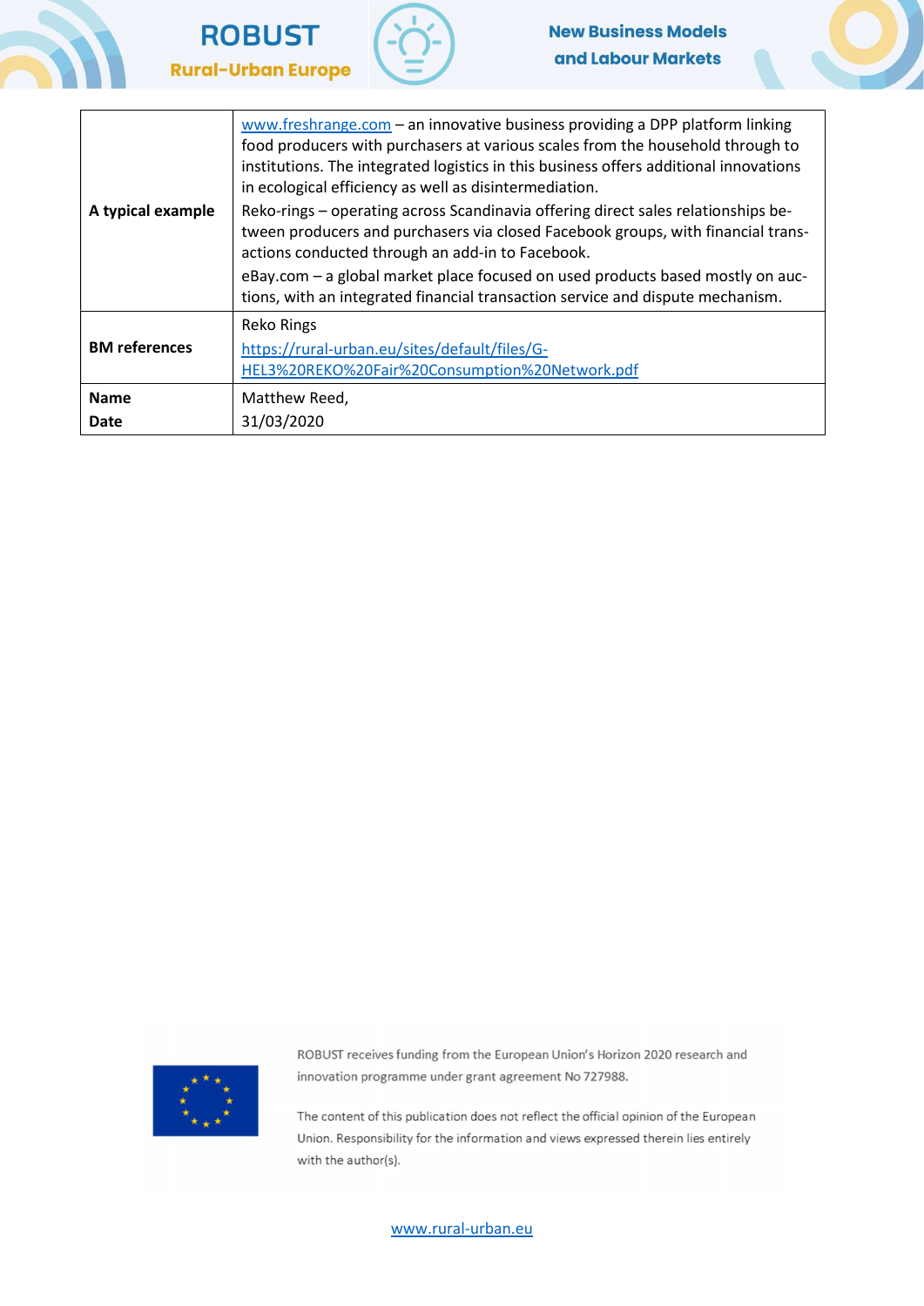| | |
|---|---|
| **A typical example** | www.freshrange.com – an innovative business providing a DPP platform linking food producers with purchasers at various scales from the household through to institutions. The integrated logistics in this business offers additional innovations in ecological efficiency as well as disintermediation.<br>Reko-rings – operating across Scandinavia offering direct sales relationships between producers and purchasers via closed Facebook groups, with financial transactions conducted through an add-in to Facebook.<br>eBay.com – a global market place focused on used products based mostly on auctions, with an integrated financial transaction service and dispute mechanism. |
| **BM references** | Reko Rings<br>https://rural-urban.eu/sites/default/files/G-HEL3%20REKO%20Fair%20Consumption%20Network.pdf |
| **Name**<br>**Date** | Matthew Reed,<br>31/03/2020 |

ROBUST receives funding from the European Union's Horizon 2020 research and innovation programme under grant agreement No 727988.

The content of this publication does not reflect the official opinion of the European Union. Responsibility for the information and views expressed therein lies entirely with the author(s).

www.rural-urban.eu